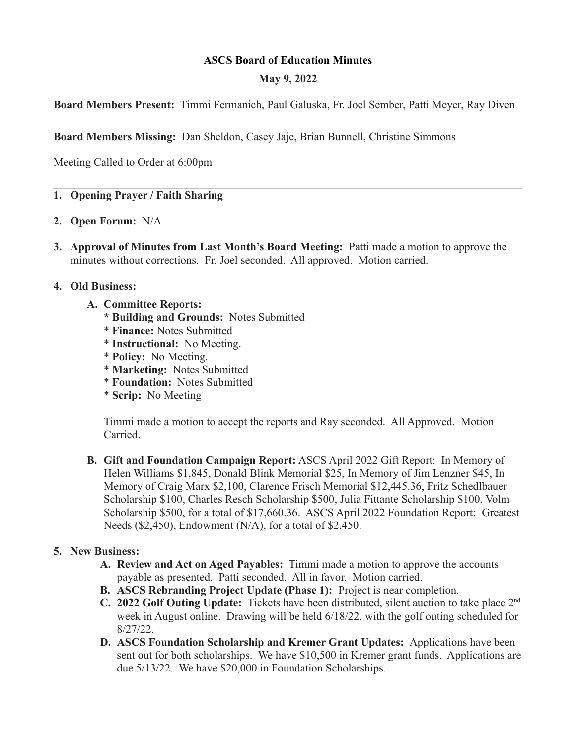# ASCS Board of Education Minutes

## May 9, 2022

**Board Members Present:** Timmi Fermanich, Paul Galuska, Fr. Joel Sember, Patti Meyer, Ray Diven

**Board Members Missing:** Dan Sheldon, Casey Jaje, Brian Bunnell, Christine Simmons

Meeting Called to Order at 6:00pm

---

1. **Opening Prayer / Faith Sharing**

2. **Open Forum:** N/A

3. **Approval of Minutes from Last Month's Board Meeting:** Patti made a motion to approve the minutes without corrections. Fr. Joel seconded. All approved. Motion carried.

4. **Old Business:**

   A. **Committee Reports:**
   * **Building and Grounds:** Notes Submitted
   * **Finance:** Notes Submitted
   * **Instructional:** No Meeting.
   * **Policy:** No Meeting.
   * **Marketing:** Notes Submitted
   * **Foundation:** Notes Submitted
   * **Scrip:** No Meeting

   Timmi made a motion to accept the reports and Ray seconded. All Approved. Motion Carried.

   B. **Gift and Foundation Campaign Report:** ASCS April 2022 Gift Report: In Memory of Helen Williams $1,845, Donald Blink Memorial $25, In Memory of Jim Lenzner $45, In Memory of Craig Marx $2,100, Clarence Frisch Memorial $12,445.36, Fritz Schedlbauer Scholarship $100, Charles Resch Scholarship $500, Julia Fittante Scholarship $100, Volm Scholarship $500, for a total of $17,660.36. ASCS April 2022 Foundation Report: Greatest Needs ($2,450), Endowment (N/A), for a total of $2,450.

5. **New Business:**

   A. **Review and Act on Aged Payables:** Timmi made a motion to approve the accounts payable as presented. Patti seconded. All in favor. Motion carried.

   B. **ASCS Rebranding Project Update (Phase 1):** Project is near completion.

   C. **2022 Golf Outing Update:** Tickets have been distributed, silent auction to take place 2nd week in August online. Drawing will be held 6/18/22, with the golf outing scheduled for 8/27/22.

   D. **ASCS Foundation Scholarship and Kremer Grant Updates:** Applications have been sent out for both scholarships. We have $10,500 in Kremer grant funds. Applications are due 5/13/22. We have $20,000 in Foundation Scholarships.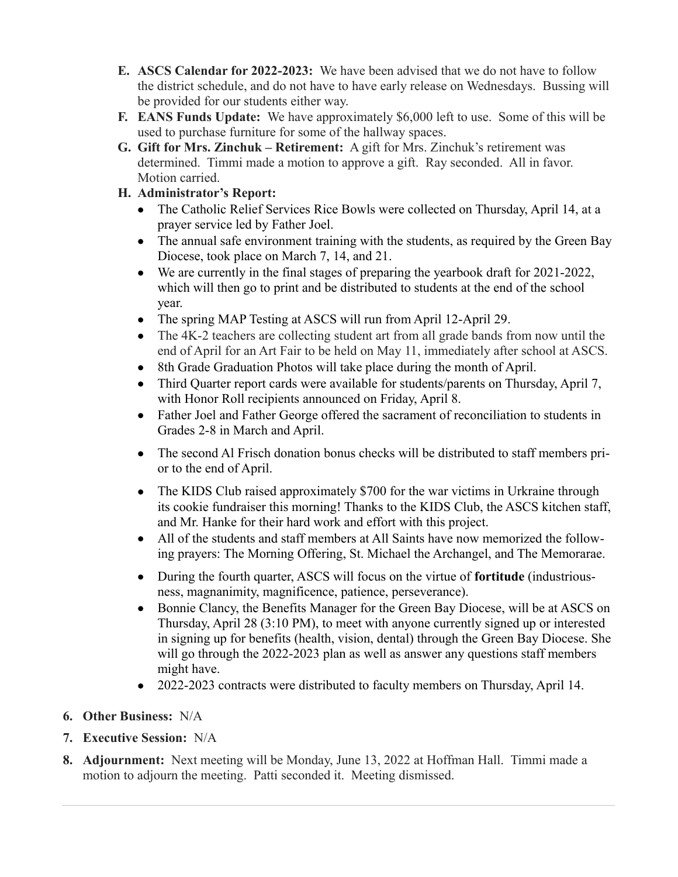E. **ASCS Calendar for 2022-2023:** We have been advised that we do not have to follow the district schedule, and do not have to have early release on Wednesdays. Bussing will be provided for our students either way.

F. **EANS Funds Update:** We have approximately $6,000 left to use. Some of this will be used to purchase furniture for some of the hallway spaces.

G. **Gift for Mrs. Zinchuk – Retirement:** A gift for Mrs. Zinchuk's retirement was determined. Timmi made a motion to approve a gift. Ray seconded. All in favor. Motion carried.

H. **Administrator's Report:**
   - The Catholic Relief Services Rice Bowls were collected on Thursday, April 14, at a prayer service led by Father Joel.
   - The annual safe environment training with the students, as required by the Green Bay Diocese, took place on March 7, 14, and 21.
   - We are currently in the final stages of preparing the yearbook draft for 2021-2022, which will then go to print and be distributed to students at the end of the school year.
   - The spring MAP Testing at ASCS will run from April 12-April 29.
   - The 4K-2 teachers are collecting student art from all grade bands from now until the end of April for an Art Fair to be held on May 11, immediately after school at ASCS.
   - 8th Grade Graduation Photos will take place during the month of April.
   - Third Quarter report cards were available for students/parents on Thursday, April 7, with Honor Roll recipients announced on Friday, April 8.
   - Father Joel and Father George offered the sacrament of reconciliation to students in Grades 2-8 in March and April.
   - The second Al Frisch donation bonus checks will be distributed to staff members prior to the end of April.
   - The KIDS Club raised approximately $700 for the war victims in Urkraine through its cookie fundraiser this morning! Thanks to the KIDS Club, the ASCS kitchen staff, and Mr. Hanke for their hard work and effort with this project.
   - All of the students and staff members at All Saints have now memorized the following prayers: The Morning Offering, St. Michael the Archangel, and The Memorarae.
   - During the fourth quarter, ASCS will focus on the virtue of **fortitude** (industriousness, magnanimity, magnificence, patience, perseverance).
   - Bonnie Clancy, the Benefits Manager for the Green Bay Diocese, will be at ASCS on Thursday, April 28 (3:10 PM), to meet with anyone currently signed up or interested in signing up for benefits (health, vision, dental) through the Green Bay Diocese. She will go through the 2022-2023 plan as well as answer any questions staff members might have.
   - 2022-2023 contracts were distributed to faculty members on Thursday, April 14.

6. **Other Business:** N/A

7. **Executive Session:** N/A

8. **Adjournment:** Next meeting will be Monday, June 13, 2022 at Hoffman Hall. Timmi made a motion to adjourn the meeting. Patti seconded it. Meeting dismissed.

---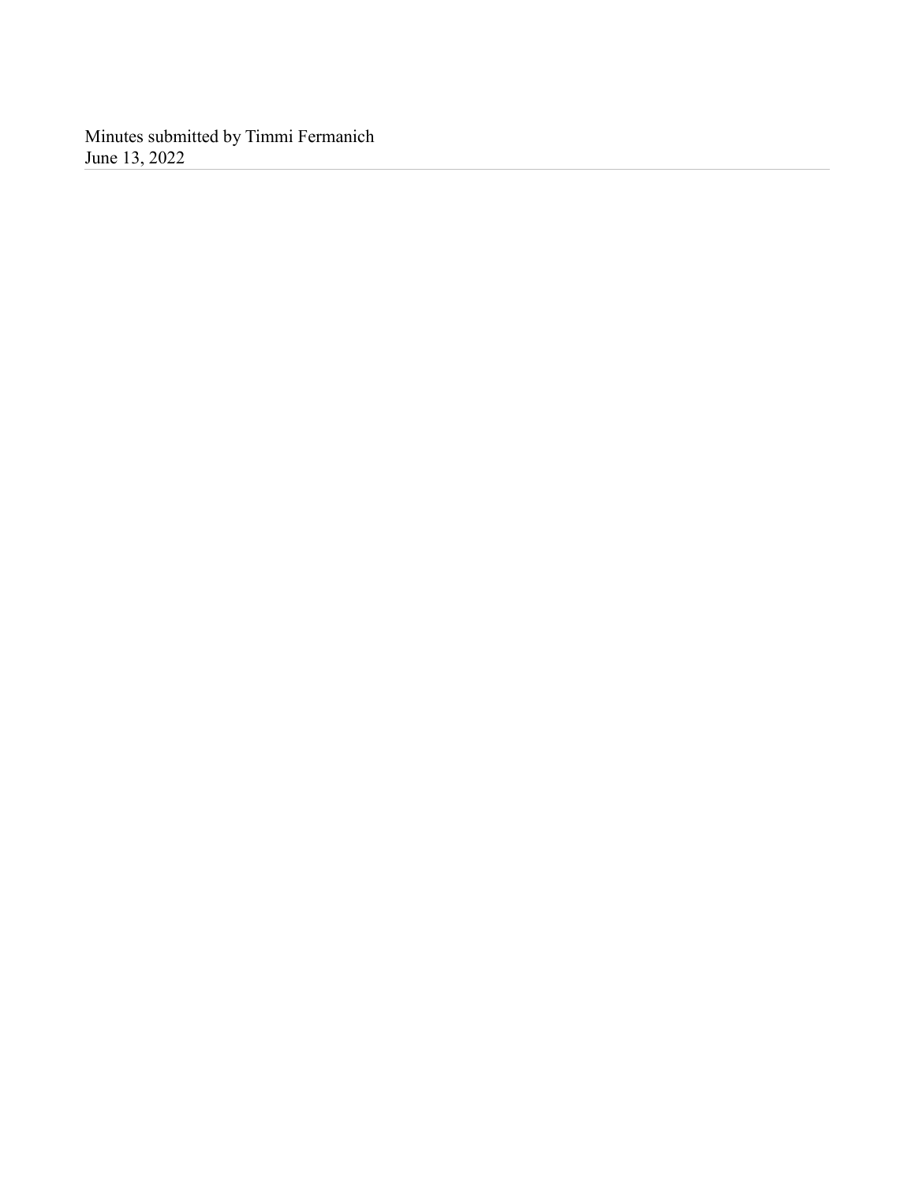Minutes submitted by Timmi Fermanich
June 13, 2022

---